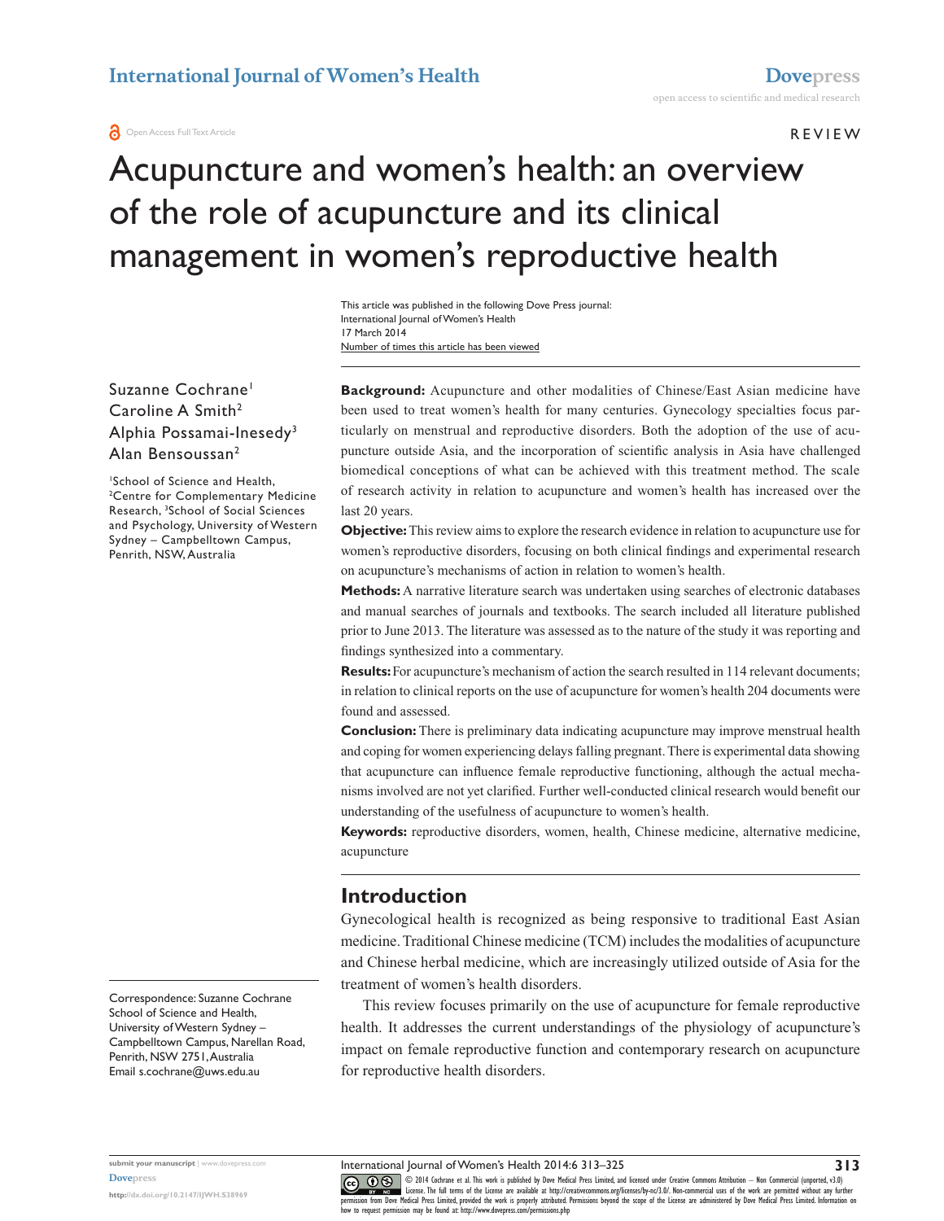# Acupuncture and women's health: an overview of the role of acupuncture and its clinical management in women's reproductive health

This article was published in the following Dove Press journal:
International Journal of Women's Health
17 March 2014
Number of times this article has been viewed

Suzanne Cochrane[1]
Caroline A Smith[2]
Alphia Possamai-Inesedy[3]
Alan Bensoussan[2]

[1]School of Science and Health, [2]Centre for Complementary Medicine Research, [3]School of Social Sciences and Psychology, University of Western Sydney – Campbelltown Campus, Penrith, NSW, Australia

Correspondence: Suzanne Cochrane
School of Science and Health,
University of Western Sydney –
Campbelltown Campus, Narellan Road,
Penrith, NSW 2751, Australia
Email s.cochrane@uws.edu.au

**Background:** Acupuncture and other modalities of Chinese/East Asian medicine have been used to treat women's health for many centuries. Gynecology specialties focus particularly on menstrual and reproductive disorders. Both the adoption of the use of acupuncture outside Asia, and the incorporation of scientific analysis in Asia have challenged biomedical conceptions of what can be achieved with this treatment method. The scale of research activity in relation to acupuncture and women's health has increased over the last 20 years.

**Objective:** This review aims to explore the research evidence in relation to acupuncture use for women's reproductive disorders, focusing on both clinical findings and experimental research on acupuncture's mechanisms of action in relation to women's health.

**Methods:** A narrative literature search was undertaken using searches of electronic databases and manual searches of journals and textbooks. The search included all literature published prior to June 2013. The literature was assessed as to the nature of the study it was reporting and findings synthesized into a commentary.

**Results:** For acupuncture's mechanism of action the search resulted in 114 relevant documents; in relation to clinical reports on the use of acupuncture for women's health 204 documents were found and assessed.

**Conclusion:** There is preliminary data indicating acupuncture may improve menstrual health and coping for women experiencing delays falling pregnant. There is experimental data showing that acupuncture can influence female reproductive functioning, although the actual mechanisms involved are not yet clarified. Further well-conducted clinical research would benefit our understanding of the usefulness of acupuncture to women's health.

**Keywords:** reproductive disorders, women, health, Chinese medicine, alternative medicine, acupuncture

## Introduction

Gynecological health is recognized as being responsive to traditional East Asian medicine. Traditional Chinese medicine (TCM) includes the modalities of acupuncture and Chinese herbal medicine, which are increasingly utilized outside of Asia for the treatment of women's health disorders.

This review focuses primarily on the use of acupuncture for female reproductive health. It addresses the current understandings of the physiology of acupuncture's impact on female reproductive function and contemporary research on acupuncture for reproductive health disorders.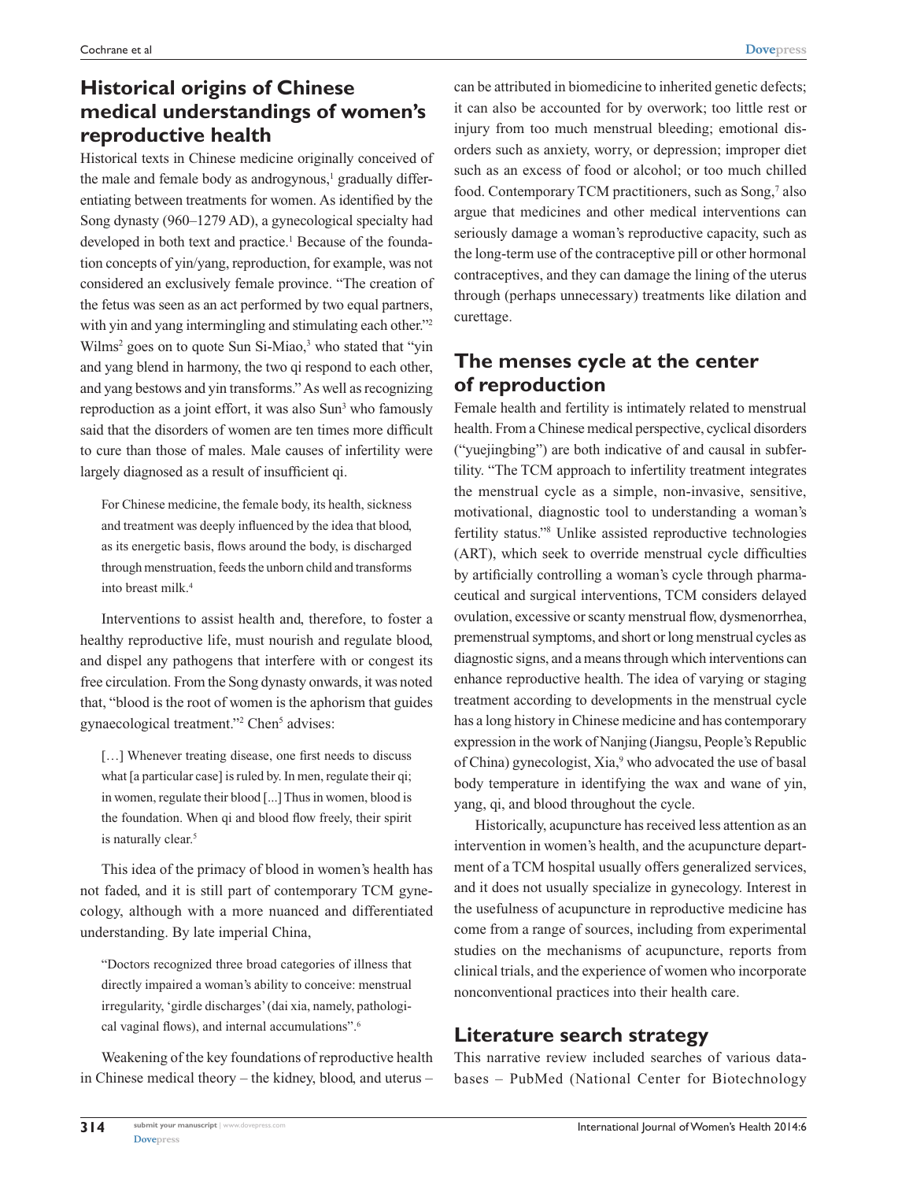## Historical origins of Chinese medical understandings of women's reproductive health

Historical texts in Chinese medicine originally conceived of the male and female body as androgynous,[1] gradually differentiating between treatments for women. As identified by the Song dynasty (960–1279 AD), a gynecological specialty had developed in both text and practice.[1] Because of the foundation concepts of yin/yang, reproduction, for example, was not considered an exclusively female province. "The creation of the fetus was seen as an act performed by two equal partners, with yin and yang intermingling and stimulating each other."[2] Wilms[2] goes on to quote Sun Si-Miao,[3] who stated that "yin and yang blend in harmony, the two qi respond to each other, and yang bestows and yin transforms." As well as recognizing reproduction as a joint effort, it was also Sun[3] who famously said that the disorders of women are ten times more difficult to cure than those of males. Male causes of infertility were largely diagnosed as a result of insufficient qi.

> For Chinese medicine, the female body, its health, sickness and treatment was deeply influenced by the idea that blood, as its energetic basis, flows around the body, is discharged through menstruation, feeds the unborn child and transforms into breast milk.[4]

Interventions to assist health and, therefore, to foster a healthy reproductive life, must nourish and regulate blood, and dispel any pathogens that interfere with or congest its free circulation. From the Song dynasty onwards, it was noted that, "blood is the root of women is the aphorism that guides gynaecological treatment."[2] Chen[5] advises:

> […] Whenever treating disease, one first needs to discuss what [a particular case] is ruled by. In men, regulate their qi; in women, regulate their blood [...] Thus in women, blood is the foundation. When qi and blood flow freely, their spirit is naturally clear.[5]

This idea of the primacy of blood in women's health has not faded, and it is still part of contemporary TCM gynecology, although with a more nuanced and differentiated understanding. By late imperial China,

> "Doctors recognized three broad categories of illness that directly impaired a woman's ability to conceive: menstrual irregularity, 'girdle discharges' (dai xia, namely, pathological vaginal flows), and internal accumulations".[6]

Weakening of the key foundations of reproductive health in Chinese medical theory – the kidney, blood, and uterus – can be attributed in biomedicine to inherited genetic defects; it can also be accounted for by overwork; too little rest or injury from too much menstrual bleeding; emotional disorders such as anxiety, worry, or depression; improper diet such as an excess of food or alcohol; or too much chilled food. Contemporary TCM practitioners, such as Song,[7] also argue that medicines and other medical interventions can seriously damage a woman's reproductive capacity, such as the long-term use of the contraceptive pill or other hormonal contraceptives, and they can damage the lining of the uterus through (perhaps unnecessary) treatments like dilation and curettage.

## The menses cycle at the center of reproduction

Female health and fertility is intimately related to menstrual health. From a Chinese medical perspective, cyclical disorders ("yuejingbing") are both indicative of and causal in subfertility. "The TCM approach to infertility treatment integrates the menstrual cycle as a simple, non-invasive, sensitive, motivational, diagnostic tool to understanding a woman's fertility status."[8] Unlike assisted reproductive technologies (ART), which seek to override menstrual cycle difficulties by artificially controlling a woman's cycle through pharmaceutical and surgical interventions, TCM considers delayed ovulation, excessive or scanty menstrual flow, dysmenorrhea, premenstrual symptoms, and short or long menstrual cycles as diagnostic signs, and a means through which interventions can enhance reproductive health. The idea of varying or staging treatment according to developments in the menstrual cycle has a long history in Chinese medicine and has contemporary expression in the work of Nanjing (Jiangsu, People's Republic of China) gynecologist, Xia,[9] who advocated the use of basal body temperature in identifying the wax and wane of yin, yang, qi, and blood throughout the cycle.

Historically, acupuncture has received less attention as an intervention in women's health, and the acupuncture department of a TCM hospital usually offers generalized services, and it does not usually specialize in gynecology. Interest in the usefulness of acupuncture in reproductive medicine has come from a range of sources, including from experimental studies on the mechanisms of acupuncture, reports from clinical trials, and the experience of women who incorporate nonconventional practices into their health care.

## Literature search strategy

This narrative review included searches of various databases – PubMed (National Center for Biotechnology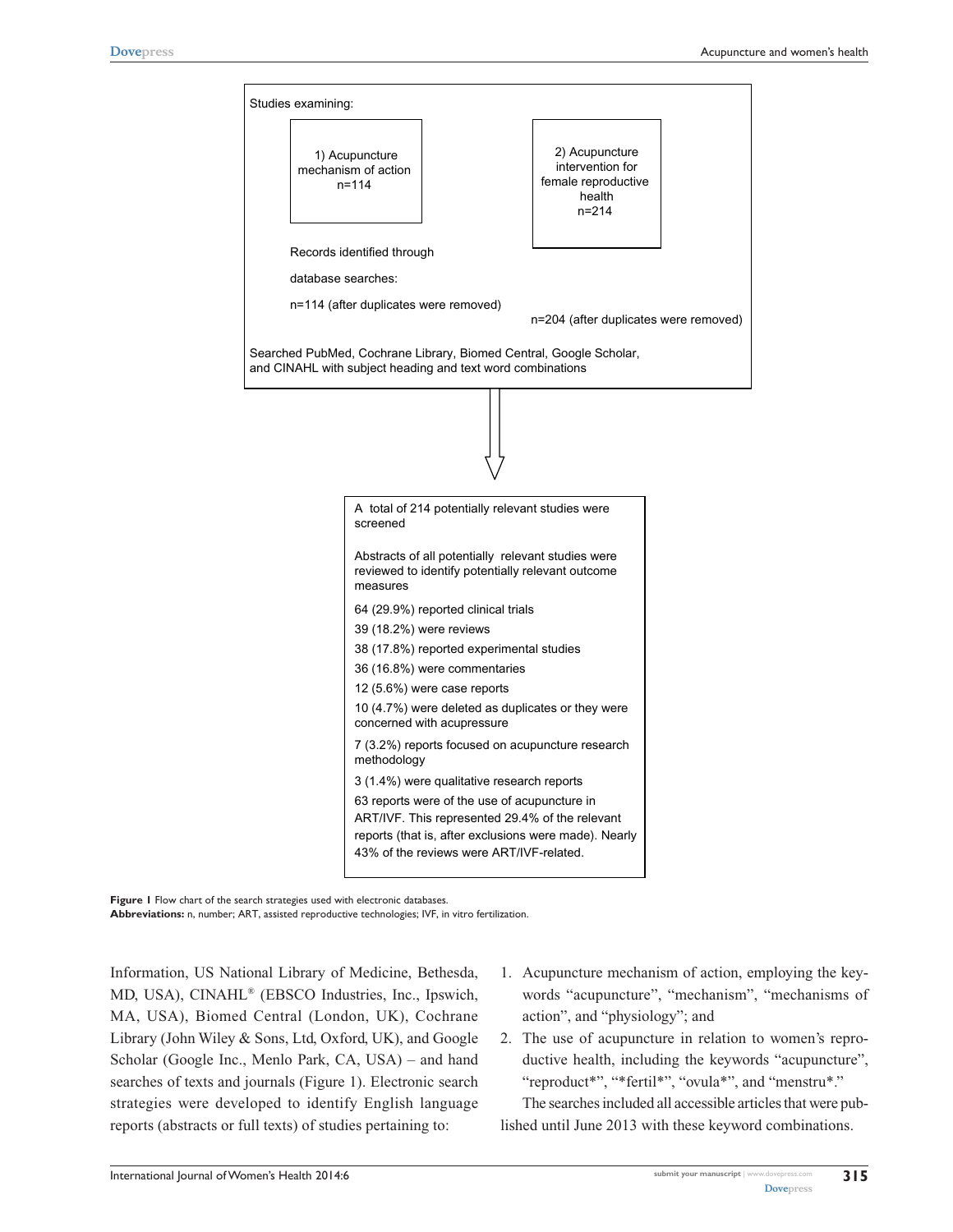Studies examining:

1) Acupuncture mechanism of action
n=114

2) Acupuncture intervention for female reproductive health
n=214

Records identified through database searches:

n=114 (after duplicates were removed)

n=204 (after duplicates were removed)

Searched PubMed, Cochrane Library, Biomed Central, Google Scholar, and CINAHL with subject heading and text word combinations

A total of 214 potentially relevant studies were screened

Abstracts of all potentially relevant studies were reviewed to identify potentially relevant outcome measures

64 (29.9%) reported clinical trials

39 (18.2%) were reviews

38 (17.8%) reported experimental studies

36 (16.8%) were commentaries

12 (5.6%) were case reports

10 (4.7%) were deleted as duplicates or they were concerned with acupressure

7 (3.2%) reports focused on acupuncture research methodology

3 (1.4%) were qualitative research reports

63 reports were of the use of acupuncture in ART/IVF. This represented 29.4% of the relevant reports (that is, after exclusions were made). Nearly 43% of the reviews were ART/IVF-related.

**Figure 1** Flow chart of the search strategies used with electronic databases.
**Abbreviations:** n, number; ART, assisted reproductive technologies; IVF, in vitro fertilization.

Information, US National Library of Medicine, Bethesda, MD, USA), CINAHL® (EBSCO Industries, Inc., Ipswich, MA, USA), Biomed Central (London, UK), Cochrane Library (John Wiley & Sons, Ltd, Oxford, UK), and Google Scholar (Google Inc., Menlo Park, CA, USA) – and hand searches of texts and journals (Figure 1). Electronic search strategies were developed to identify English language reports (abstracts or full texts) of studies pertaining to:

1. Acupuncture mechanism of action, employing the keywords "acupuncture", "mechanism", "mechanisms of action", and "physiology"; and
2. The use of acupuncture in relation to women's reproductive health, including the keywords "acupuncture", "reproduct*", "*fertil*", "ovula*", and "menstru*."

The searches included all accessible articles that were published until June 2013 with these keyword combinations.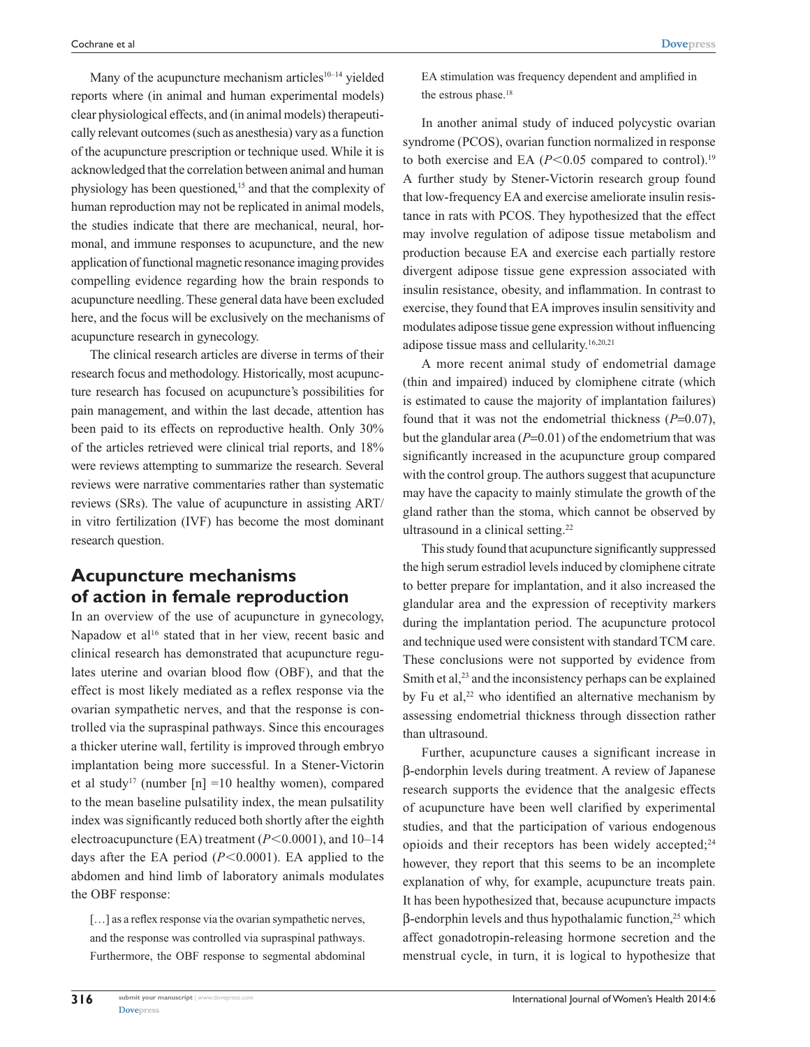Many of the acupuncture mechanism articles[10–14] yielded reports where (in animal and human experimental models) clear physiological effects, and (in animal models) therapeutically relevant outcomes (such as anesthesia) vary as a function of the acupuncture prescription or technique used. While it is acknowledged that the correlation between animal and human physiology has been questioned,[15] and that the complexity of human reproduction may not be replicated in animal models, the studies indicate that there are mechanical, neural, hormonal, and immune responses to acupuncture, and the new application of functional magnetic resonance imaging provides compelling evidence regarding how the brain responds to acupuncture needling. These general data have been excluded here, and the focus will be exclusively on the mechanisms of acupuncture research in gynecology.

The clinical research articles are diverse in terms of their research focus and methodology. Historically, most acupuncture research has focused on acupuncture's possibilities for pain management, and within the last decade, attention has been paid to its effects on reproductive health. Only 30% of the articles retrieved were clinical trial reports, and 18% were reviews attempting to summarize the research. Several reviews were narrative commentaries rather than systematic reviews (SRs). The value of acupuncture in assisting ART/in vitro fertilization (IVF) has become the most dominant research question.

## Acupuncture mechanisms of action in female reproduction

In an overview of the use of acupuncture in gynecology, Napadow et al[16] stated that in her view, recent basic and clinical research has demonstrated that acupuncture regulates uterine and ovarian blood flow (OBF), and that the effect is most likely mediated as a reflex response via the ovarian sympathetic nerves, and that the response is controlled via the supraspinal pathways. Since this encourages a thicker uterine wall, fertility is improved through embryo implantation being more successful. In a Stener-Victorin et al study[17] (number [n] =10 healthy women), compared to the mean baseline pulsatility index, the mean pulsatility index was significantly reduced both shortly after the eighth electroacupuncture (EA) treatment ($P<0.0001$), and 10–14 days after the EA period ($P<0.0001$). EA applied to the abdomen and hind limb of laboratory animals modulates the OBF response:

> […] as a reflex response via the ovarian sympathetic nerves, and the response was controlled via supraspinal pathways. Furthermore, the OBF response to segmental abdominal EA stimulation was frequency dependent and amplified in the estrous phase.[18]

In another animal study of induced polycystic ovarian syndrome (PCOS), ovarian function normalized in response to both exercise and EA ($P<0.05$ compared to control).[19] A further study by Stener-Victorin research group found that low-frequency EA and exercise ameliorate insulin resistance in rats with PCOS. They hypothesized that the effect may involve regulation of adipose tissue metabolism and production because EA and exercise each partially restore divergent adipose tissue gene expression associated with insulin resistance, obesity, and inflammation. In contrast to exercise, they found that EA improves insulin sensitivity and modulates adipose tissue gene expression without influencing adipose tissue mass and cellularity.[16,20,21]

A more recent animal study of endometrial damage (thin and impaired) induced by clomiphene citrate (which is estimated to cause the majority of implantation failures) found that it was not the endometrial thickness ($P$=0.07), but the glandular area ($P$=0.01) of the endometrium that was significantly increased in the acupuncture group compared with the control group. The authors suggest that acupuncture may have the capacity to mainly stimulate the growth of the gland rather than the stoma, which cannot be observed by ultrasound in a clinical setting.[22]

This study found that acupuncture significantly suppressed the high serum estradiol levels induced by clomiphene citrate to better prepare for implantation, and it also increased the glandular area and the expression of receptivity markers during the implantation period. The acupuncture protocol and technique used were consistent with standard TCM care. These conclusions were not supported by evidence from Smith et al,[23] and the inconsistency perhaps can be explained by Fu et al,[22] who identified an alternative mechanism by assessing endometrial thickness through dissection rather than ultrasound.

Further, acupuncture causes a significant increase in β-endorphin levels during treatment. A review of Japanese research supports the evidence that the analgesic effects of acupuncture have been well clarified by experimental studies, and that the participation of various endogenous opioids and their receptors has been widely accepted;[24] however, they report that this seems to be an incomplete explanation of why, for example, acupuncture treats pain. It has been hypothesized that, because acupuncture impacts β-endorphin levels and thus hypothalamic function,[25] which affect gonadotropin-releasing hormone secretion and the menstrual cycle, in turn, it is logical to hypothesize that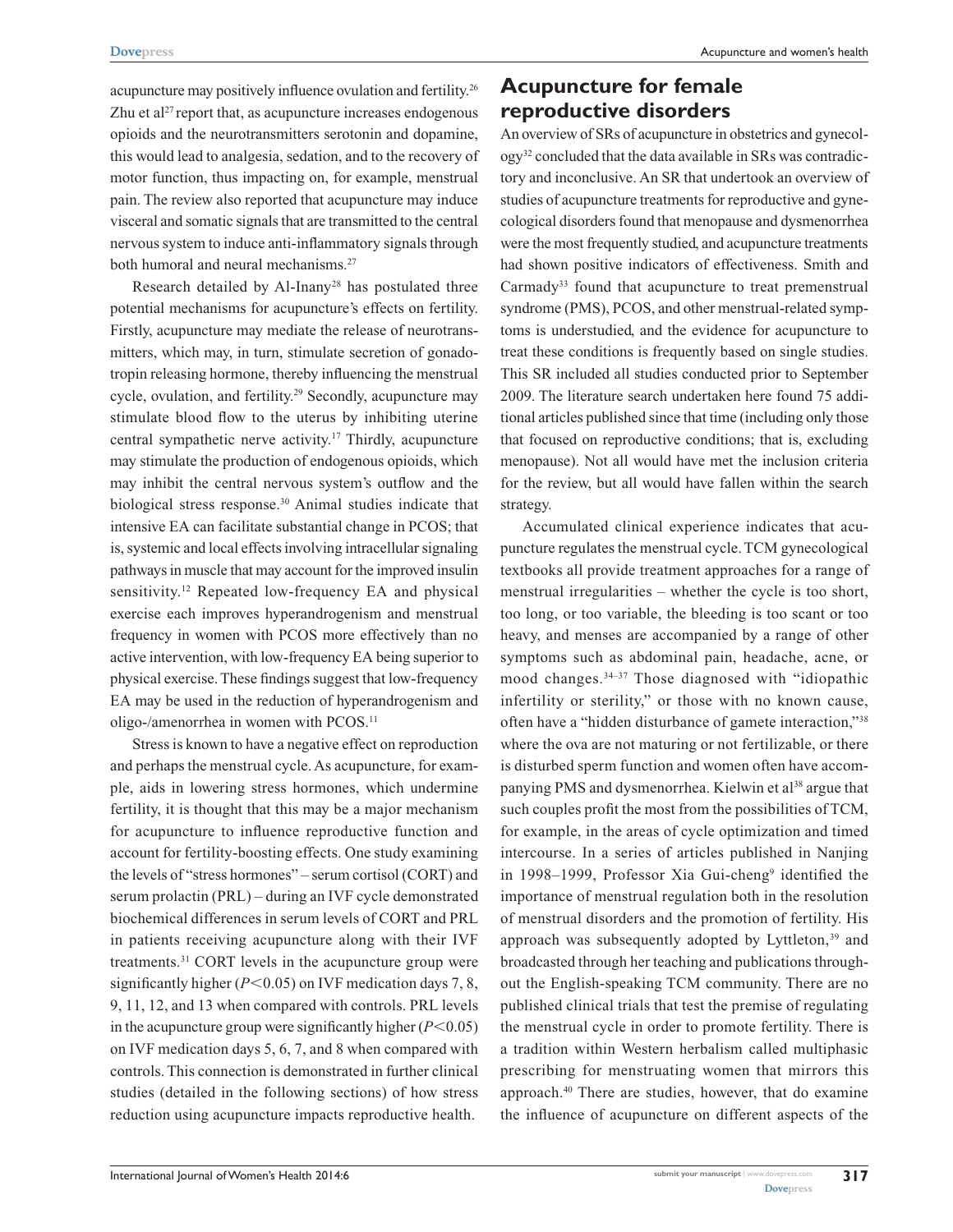acupuncture may positively influence ovulation and fertility.[26] Zhu et al[27] report that, as acupuncture increases endogenous opioids and the neurotransmitters serotonin and dopamine, this would lead to analgesia, sedation, and to the recovery of motor function, thus impacting on, for example, menstrual pain. The review also reported that acupuncture may induce visceral and somatic signals that are transmitted to the central nervous system to induce anti-inflammatory signals through both humoral and neural mechanisms.[27]

Research detailed by Al-Inany[28] has postulated three potential mechanisms for acupuncture's effects on fertility. Firstly, acupuncture may mediate the release of neurotransmitters, which may, in turn, stimulate secretion of gonadotropin releasing hormone, thereby influencing the menstrual cycle, ovulation, and fertility.[29] Secondly, acupuncture may stimulate blood flow to the uterus by inhibiting uterine central sympathetic nerve activity.[17] Thirdly, acupuncture may stimulate the production of endogenous opioids, which may inhibit the central nervous system's outflow and the biological stress response.[30] Animal studies indicate that intensive EA can facilitate substantial change in PCOS; that is, systemic and local effects involving intracellular signaling pathways in muscle that may account for the improved insulin sensitivity.[12] Repeated low-frequency EA and physical exercise each improves hyperandrogenism and menstrual frequency in women with PCOS more effectively than no active intervention, with low-frequency EA being superior to physical exercise. These findings suggest that low-frequency EA may be used in the reduction of hyperandrogenism and oligo-/amenorrhea in women with PCOS.[11]

Stress is known to have a negative effect on reproduction and perhaps the menstrual cycle. As acupuncture, for example, aids in lowering stress hormones, which undermine fertility, it is thought that this may be a major mechanism for acupuncture to influence reproductive function and account for fertility-boosting effects. One study examining the levels of "stress hormones" – serum cortisol (CORT) and serum prolactin (PRL) – during an IVF cycle demonstrated biochemical differences in serum levels of CORT and PRL in patients receiving acupuncture along with their IVF treatments.[31] CORT levels in the acupuncture group were significantly higher ($P<0.05$) on IVF medication days 7, 8, 9, 11, 12, and 13 when compared with controls. PRL levels in the acupuncture group were significantly higher ($P<0.05$) on IVF medication days 5, 6, 7, and 8 when compared with controls. This connection is demonstrated in further clinical studies (detailed in the following sections) of how stress reduction using acupuncture impacts reproductive health.

## Acupuncture for female reproductive disorders

An overview of SRs of acupuncture in obstetrics and gynecology[32] concluded that the data available in SRs was contradictory and inconclusive. An SR that undertook an overview of studies of acupuncture treatments for reproductive and gynecological disorders found that menopause and dysmenorrhea were the most frequently studied, and acupuncture treatments had shown positive indicators of effectiveness. Smith and Carmady[33] found that acupuncture to treat premenstrual syndrome (PMS), PCOS, and other menstrual-related symptoms is understudied, and the evidence for acupuncture to treat these conditions is frequently based on single studies. This SR included all studies conducted prior to September 2009. The literature search undertaken here found 75 additional articles published since that time (including only those that focused on reproductive conditions; that is, excluding menopause). Not all would have met the inclusion criteria for the review, but all would have fallen within the search strategy.

Accumulated clinical experience indicates that acupuncture regulates the menstrual cycle. TCM gynecological textbooks all provide treatment approaches for a range of menstrual irregularities – whether the cycle is too short, too long, or too variable, the bleeding is too scant or too heavy, and menses are accompanied by a range of other symptoms such as abdominal pain, headache, acne, or mood changes.[34–37] Those diagnosed with "idiopathic infertility or sterility," or those with no known cause, often have a "hidden disturbance of gamete interaction,"[38] where the ova are not maturing or not fertilizable, or there is disturbed sperm function and women often have accompanying PMS and dysmenorrhea. Kielwin et al[38] argue that such couples profit the most from the possibilities of TCM, for example, in the areas of cycle optimization and timed intercourse. In a series of articles published in Nanjing in 1998–1999, Professor Xia Gui-cheng[9] identified the importance of menstrual regulation both in the resolution of menstrual disorders and the promotion of fertility. His approach was subsequently adopted by Lyttleton,[39] and broadcasted through her teaching and publications throughout the English-speaking TCM community. There are no published clinical trials that test the premise of regulating the menstrual cycle in order to promote fertility. There is a tradition within Western herbalism called multiphasic prescribing for menstruating women that mirrors this approach.[40] There are studies, however, that do examine the influence of acupuncture on different aspects of the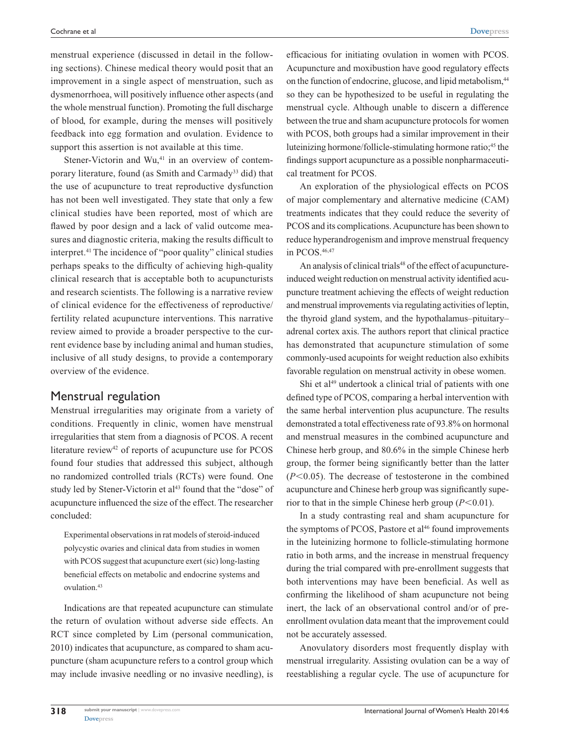menstrual experience (discussed in detail in the following sections). Chinese medical theory would posit that an improvement in a single aspect of menstruation, such as dysmenorrhoea, will positively influence other aspects (and the whole menstrual function). Promoting the full discharge of blood, for example, during the menses will positively feedback into egg formation and ovulation. Evidence to support this assertion is not available at this time.

Stener-Victorin and Wu,[41] in an overview of contemporary literature, found (as Smith and Carmady[33] did) that the use of acupuncture to treat reproductive dysfunction has not been well investigated. They state that only a few clinical studies have been reported, most of which are flawed by poor design and a lack of valid outcome measures and diagnostic criteria, making the results difficult to interpret.[41] The incidence of "poor quality" clinical studies perhaps speaks to the difficulty of achieving high-quality clinical research that is acceptable both to acupuncturists and research scientists. The following is a narrative review of clinical evidence for the effectiveness of reproductive/fertility related acupuncture interventions. This narrative review aimed to provide a broader perspective to the current evidence base by including animal and human studies, inclusive of all study designs, to provide a contemporary overview of the evidence.

## Menstrual regulation

Menstrual irregularities may originate from a variety of conditions. Frequently in clinic, women have menstrual irregularities that stem from a diagnosis of PCOS. A recent literature review[42] of reports of acupuncture use for PCOS found four studies that addressed this subject, although no randomized controlled trials (RCTs) were found. One study led by Stener-Victorin et al[43] found that the "dose" of acupuncture influenced the size of the effect. The researcher concluded:

> Experimental observations in rat models of steroid-induced polycystic ovaries and clinical data from studies in women with PCOS suggest that acupuncture exert (sic) long-lasting beneficial effects on metabolic and endocrine systems and ovulation.[43]

Indications are that repeated acupuncture can stimulate the return of ovulation without adverse side effects. An RCT since completed by Lim (personal communication, 2010) indicates that acupuncture, as compared to sham acupuncture (sham acupuncture refers to a control group which may include invasive needling or no invasive needling), is efficacious for initiating ovulation in women with PCOS. Acupuncture and moxibustion have good regulatory effects on the function of endocrine, glucose, and lipid metabolism,[44] so they can be hypothesized to be useful in regulating the menstrual cycle. Although unable to discern a difference between the true and sham acupuncture protocols for women with PCOS, both groups had a similar improvement in their luteinizing hormone/follicle-stimulating hormone ratio;[45] the findings support acupuncture as a possible nonpharmaceutical treatment for PCOS.

An exploration of the physiological effects on PCOS of major complementary and alternative medicine (CAM) treatments indicates that they could reduce the severity of PCOS and its complications. Acupuncture has been shown to reduce hyperandrogenism and improve menstrual frequency in PCOS.[46,47]

An analysis of clinical trials[48] of the effect of acupuncture-induced weight reduction on menstrual activity identified acupuncture treatment achieving the effects of weight reduction and menstrual improvements via regulating activities of leptin, the thyroid gland system, and the hypothalamus–pituitary–adrenal cortex axis. The authors report that clinical practice has demonstrated that acupuncture stimulation of some commonly-used acupoints for weight reduction also exhibits favorable regulation on menstrual activity in obese women.

Shi et al[49] undertook a clinical trial of patients with one defined type of PCOS, comparing a herbal intervention with the same herbal intervention plus acupuncture. The results demonstrated a total effectiveness rate of 93.8% on hormonal and menstrual measures in the combined acupuncture and Chinese herb group, and 80.6% in the simple Chinese herb group, the former being significantly better than the latter ($P<0.05$). The decrease of testosterone in the combined acupuncture and Chinese herb group was significantly superior to that in the simple Chinese herb group ($P<0.01$).

In a study contrasting real and sham acupuncture for the symptoms of PCOS, Pastore et al[46] found improvements in the luteinizing hormone to follicle-stimulating hormone ratio in both arms, and the increase in menstrual frequency during the trial compared with pre-enrollment suggests that both interventions may have been beneficial. As well as confirming the likelihood of sham acupuncture not being inert, the lack of an observational control and/or of pre-enrollment ovulation data meant that the improvement could not be accurately assessed.

Anovulatory disorders most frequently display with menstrual irregularity. Assisting ovulation can be a way of reestablishing a regular cycle. The use of acupuncture for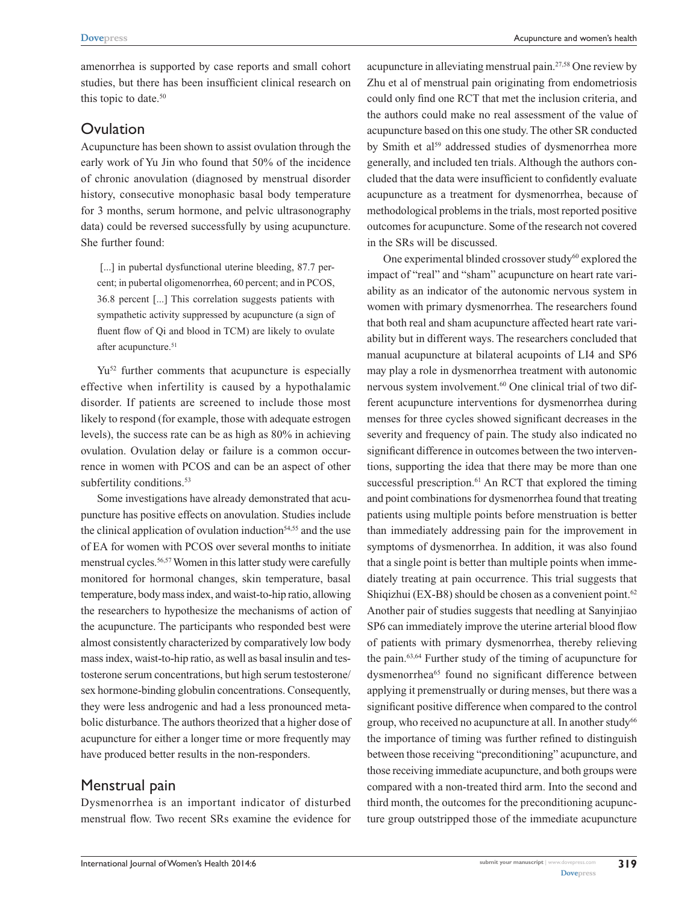amenorrhea is supported by case reports and small cohort studies, but there has been insufficient clinical research on this topic to date.[50]

## Ovulation

Acupuncture has been shown to assist ovulation through the early work of Yu Jin who found that 50% of the incidence of chronic anovulation (diagnosed by menstrual disorder history, consecutive monophasic basal body temperature for 3 months, serum hormone, and pelvic ultrasonography data) could be reversed successfully by using acupuncture. She further found:

> [...] in pubertal dysfunctional uterine bleeding, 87.7 percent; in pubertal oligomenorrhea, 60 percent; and in PCOS, 36.8 percent [...] This correlation suggests patients with sympathetic activity suppressed by acupuncture (a sign of fluent flow of Qi and blood in TCM) are likely to ovulate after acupuncture.[51]

Yu[52] further comments that acupuncture is especially effective when infertility is caused by a hypothalamic disorder. If patients are screened to include those most likely to respond (for example, those with adequate estrogen levels), the success rate can be as high as 80% in achieving ovulation. Ovulation delay or failure is a common occurrence in women with PCOS and can be an aspect of other subfertility conditions.[53]

Some investigations have already demonstrated that acupuncture has positive effects on anovulation. Studies include the clinical application of ovulation induction[54,55] and the use of EA for women with PCOS over several months to initiate menstrual cycles.[56,57] Women in this latter study were carefully monitored for hormonal changes, skin temperature, basal temperature, body mass index, and waist-to-hip ratio, allowing the researchers to hypothesize the mechanisms of action of the acupuncture. The participants who responded best were almost consistently characterized by comparatively low body mass index, waist-to-hip ratio, as well as basal insulin and testosterone serum concentrations, but high serum testosterone/sex hormone-binding globulin concentrations. Consequently, they were less androgenic and had a less pronounced metabolic disturbance. The authors theorized that a higher dose of acupuncture for either a longer time or more frequently may have produced better results in the non-responders.

## Menstrual pain

Dysmenorrhea is an important indicator of disturbed menstrual flow. Two recent SRs examine the evidence for acupuncture in alleviating menstrual pain.[27,58] One review by Zhu et al of menstrual pain originating from endometriosis could only find one RCT that met the inclusion criteria, and the authors could make no real assessment of the value of acupuncture based on this one study. The other SR conducted by Smith et al[59] addressed studies of dysmenorrhea more generally, and included ten trials. Although the authors concluded that the data were insufficient to confidently evaluate acupuncture as a treatment for dysmenorrhea, because of methodological problems in the trials, most reported positive outcomes for acupuncture. Some of the research not covered in the SRs will be discussed.

One experimental blinded crossover study[60] explored the impact of "real" and "sham" acupuncture on heart rate variability as an indicator of the autonomic nervous system in women with primary dysmenorrhea. The researchers found that both real and sham acupuncture affected heart rate variability but in different ways. The researchers concluded that manual acupuncture at bilateral acupoints of LI4 and SP6 may play a role in dysmenorrhea treatment with autonomic nervous system involvement.[60] One clinical trial of two different acupuncture interventions for dysmenorrhea during menses for three cycles showed significant decreases in the severity and frequency of pain. The study also indicated no significant difference in outcomes between the two interventions, supporting the idea that there may be more than one successful prescription.[61] An RCT that explored the timing and point combinations for dysmenorrhea found that treating patients using multiple points before menstruation is better than immediately addressing pain for the improvement in symptoms of dysmenorrhea. In addition, it was also found that a single point is better than multiple points when immediately treating at pain occurrence. This trial suggests that Shiqizhui (EX-B8) should be chosen as a convenient point.[62] Another pair of studies suggests that needling at Sanyinjiao SP6 can immediately improve the uterine arterial blood flow of patients with primary dysmenorrhea, thereby relieving the pain.[63,64] Further study of the timing of acupuncture for dysmenorrhea[65] found no significant difference between applying it premenstrually or during menses, but there was a significant positive difference when compared to the control group, who received no acupuncture at all. In another study[66] the importance of timing was further refined to distinguish between those receiving "preconditioning" acupuncture, and those receiving immediate acupuncture, and both groups were compared with a non-treated third arm. Into the second and third month, the outcomes for the preconditioning acupuncture group outstripped those of the immediate acupuncture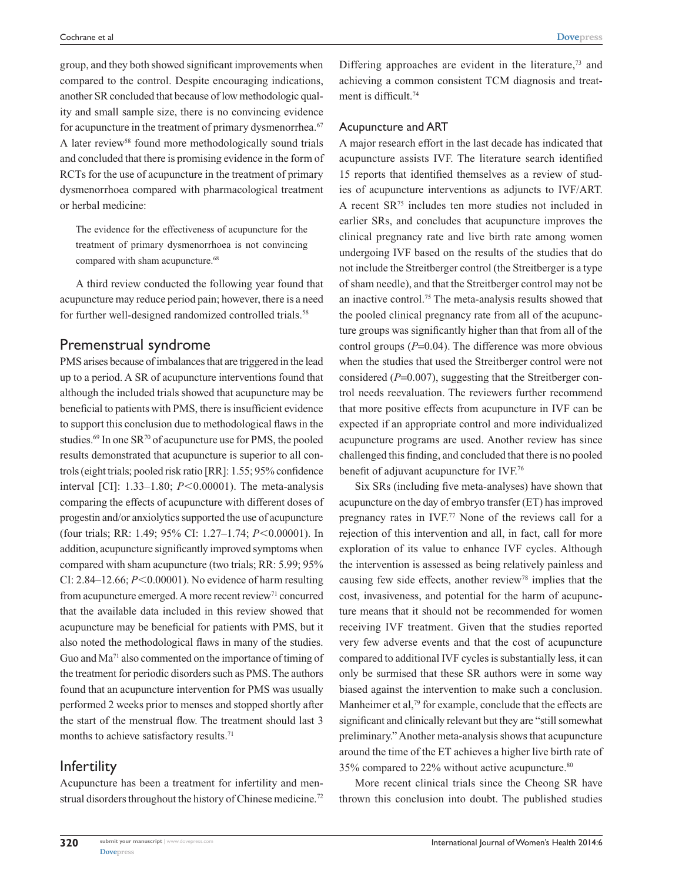group, and they both showed significant improvements when compared to the control. Despite encouraging indications, another SR concluded that because of low methodologic quality and small sample size, there is no convincing evidence for acupuncture in the treatment of primary dysmenorrhea.[67] A later review[58] found more methodologically sound trials and concluded that there is promising evidence in the form of RCTs for the use of acupuncture in the treatment of primary dysmenorrhoea compared with pharmacological treatment or herbal medicine:

> The evidence for the effectiveness of acupuncture for the treatment of primary dysmenorrhoea is not convincing compared with sham acupuncture.[68]

A third review conducted the following year found that acupuncture may reduce period pain; however, there is a need for further well-designed randomized controlled trials.[58]

## Premenstrual syndrome

PMS arises because of imbalances that are triggered in the lead up to a period. A SR of acupuncture interventions found that although the included trials showed that acupuncture may be beneficial to patients with PMS, there is insufficient evidence to support this conclusion due to methodological flaws in the studies.[69] In one SR[70] of acupuncture use for PMS, the pooled results demonstrated that acupuncture is superior to all controls (eight trials; pooled risk ratio [RR]: 1.55; 95% confidence interval [CI]: 1.33–1.80; $P<0.00001$). The meta-analysis comparing the effects of acupuncture with different doses of progestin and/or anxiolytics supported the use of acupuncture (four trials; RR: 1.49; 95% CI: 1.27–1.74; $P<0.00001$). In addition, acupuncture significantly improved symptoms when compared with sham acupuncture (two trials; RR: 5.99; 95% CI: 2.84–12.66; $P<0.00001$). No evidence of harm resulting from acupuncture emerged. A more recent review[71] concurred that the available data included in this review showed that acupuncture may be beneficial for patients with PMS, but it also noted the methodological flaws in many of the studies. Guo and Ma[71] also commented on the importance of timing of the treatment for periodic disorders such as PMS. The authors found that an acupuncture intervention for PMS was usually performed 2 weeks prior to menses and stopped shortly after the start of the menstrual flow. The treatment should last 3 months to achieve satisfactory results.[71]

## Infertility

Acupuncture has been a treatment for infertility and menstrual disorders throughout the history of Chinese medicine.[72] Differing approaches are evident in the literature,[73] and achieving a common consistent TCM diagnosis and treatment is difficult.[74]

### Acupuncture and ART

A major research effort in the last decade has indicated that acupuncture assists IVF. The literature search identified 15 reports that identified themselves as a review of studies of acupuncture interventions as adjuncts to IVF/ART. A recent SR[75] includes ten more studies not included in earlier SRs, and concludes that acupuncture improves the clinical pregnancy rate and live birth rate among women undergoing IVF based on the results of the studies that do not include the Streitberger control (the Streitberger is a type of sham needle), and that the Streitberger control may not be an inactive control.[75] The meta-analysis results showed that the pooled clinical pregnancy rate from all of the acupuncture groups was significantly higher than that from all of the control groups ($P=0.04$). The difference was more obvious when the studies that used the Streitberger control were not considered ($P=0.007$), suggesting that the Streitberger control needs reevaluation. The reviewers further recommend that more positive effects from acupuncture in IVF can be expected if an appropriate control and more individualized acupuncture programs are used. Another review has since challenged this finding, and concluded that there is no pooled benefit of adjuvant acupuncture for IVF.[76]

Six SRs (including five meta-analyses) have shown that acupuncture on the day of embryo transfer (ET) has improved pregnancy rates in IVF.[77] None of the reviews call for a rejection of this intervention and all, in fact, call for more exploration of its value to enhance IVF cycles. Although the intervention is assessed as being relatively painless and causing few side effects, another review[78] implies that the cost, invasiveness, and potential for the harm of acupuncture means that it should not be recommended for women receiving IVF treatment. Given that the studies reported very few adverse events and that the cost of acupuncture compared to additional IVF cycles is substantially less, it can only be surmised that these SR authors were in some way biased against the intervention to make such a conclusion. Manheimer et al,[79] for example, conclude that the effects are significant and clinically relevant but they are "still somewhat preliminary." Another meta-analysis shows that acupuncture around the time of the ET achieves a higher live birth rate of 35% compared to 22% without active acupuncture.[80]

More recent clinical trials since the Cheong SR have thrown this conclusion into doubt. The published studies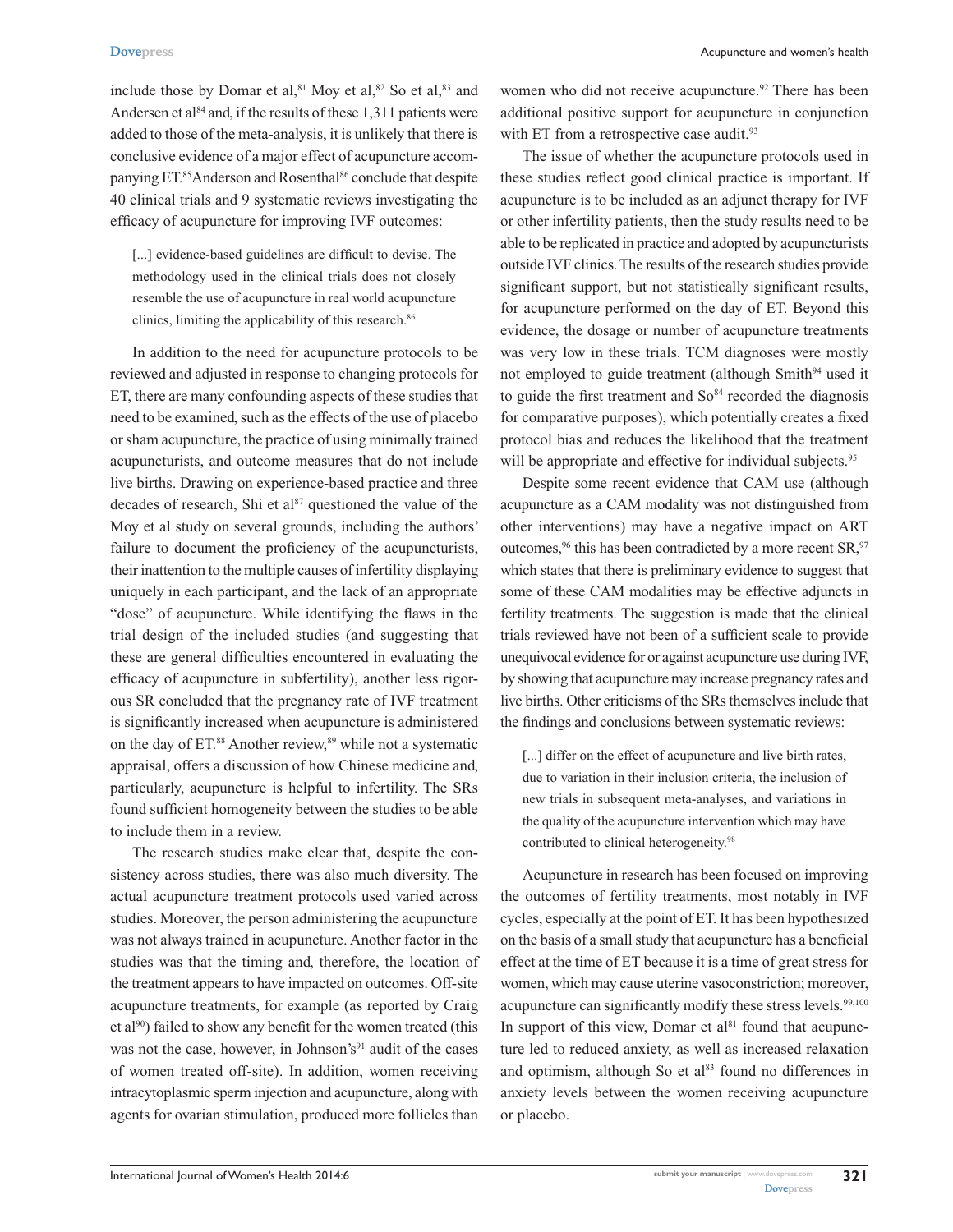include those by Domar et al,[81] Moy et al,[82] So et al,[83] and Andersen et al[84] and, if the results of these 1,311 patients were added to those of the meta-analysis, it is unlikely that there is conclusive evidence of a major effect of acupuncture accompanying ET.[85] Anderson and Rosenthal[86] conclude that despite 40 clinical trials and 9 systematic reviews investigating the efficacy of acupuncture for improving IVF outcomes:

> [...] evidence-based guidelines are difficult to devise. The methodology used in the clinical trials does not closely resemble the use of acupuncture in real world acupuncture clinics, limiting the applicability of this research.[86]

In addition to the need for acupuncture protocols to be reviewed and adjusted in response to changing protocols for ET, there are many confounding aspects of these studies that need to be examined, such as the effects of the use of placebo or sham acupuncture, the practice of using minimally trained acupuncturists, and outcome measures that do not include live births. Drawing on experience-based practice and three decades of research, Shi et al[87] questioned the value of the Moy et al study on several grounds, including the authors' failure to document the proficiency of the acupuncturists, their inattention to the multiple causes of infertility displaying uniquely in each participant, and the lack of an appropriate "dose" of acupuncture. While identifying the flaws in the trial design of the included studies (and suggesting that these are general difficulties encountered in evaluating the efficacy of acupuncture in subfertility), another less rigorous SR concluded that the pregnancy rate of IVF treatment is significantly increased when acupuncture is administered on the day of ET.[88] Another review,[89] while not a systematic appraisal, offers a discussion of how Chinese medicine and, particularly, acupuncture is helpful to infertility. The SRs found sufficient homogeneity between the studies to be able to include them in a review.

The research studies make clear that, despite the consistency across studies, there was also much diversity. The actual acupuncture treatment protocols used varied across studies. Moreover, the person administering the acupuncture was not always trained in acupuncture. Another factor in the studies was that the timing and, therefore, the location of the treatment appears to have impacted on outcomes. Off-site acupuncture treatments, for example (as reported by Craig et al[90]) failed to show any benefit for the women treated (this was not the case, however, in Johnson's[91] audit of the cases of women treated off-site). In addition, women receiving intracytoplasmic sperm injection and acupuncture, along with agents for ovarian stimulation, produced more follicles than women who did not receive acupuncture.[92] There has been additional positive support for acupuncture in conjunction with ET from a retrospective case audit.[93]

The issue of whether the acupuncture protocols used in these studies reflect good clinical practice is important. If acupuncture is to be included as an adjunct therapy for IVF or other infertility patients, then the study results need to be able to be replicated in practice and adopted by acupuncturists outside IVF clinics. The results of the research studies provide significant support, but not statistically significant results, for acupuncture performed on the day of ET. Beyond this evidence, the dosage or number of acupuncture treatments was very low in these trials. TCM diagnoses were mostly not employed to guide treatment (although Smith[94] used it to guide the first treatment and So[84] recorded the diagnosis for comparative purposes), which potentially creates a fixed protocol bias and reduces the likelihood that the treatment will be appropriate and effective for individual subjects.[95]

Despite some recent evidence that CAM use (although acupuncture as a CAM modality was not distinguished from other interventions) may have a negative impact on ART outcomes,[96] this has been contradicted by a more recent SR,[97] which states that there is preliminary evidence to suggest that some of these CAM modalities may be effective adjuncts in fertility treatments. The suggestion is made that the clinical trials reviewed have not been of a sufficient scale to provide unequivocal evidence for or against acupuncture use during IVF, by showing that acupuncture may increase pregnancy rates and live births. Other criticisms of the SRs themselves include that the findings and conclusions between systematic reviews:

> [...] differ on the effect of acupuncture and live birth rates, due to variation in their inclusion criteria, the inclusion of new trials in subsequent meta-analyses, and variations in the quality of the acupuncture intervention which may have contributed to clinical heterogeneity.[98]

Acupuncture in research has been focused on improving the outcomes of fertility treatments, most notably in IVF cycles, especially at the point of ET. It has been hypothesized on the basis of a small study that acupuncture has a beneficial effect at the time of ET because it is a time of great stress for women, which may cause uterine vasoconstriction; moreover, acupuncture can significantly modify these stress levels.[99,100] In support of this view, Domar et al[81] found that acupuncture led to reduced anxiety, as well as increased relaxation and optimism, although So et al[83] found no differences in anxiety levels between the women receiving acupuncture or placebo.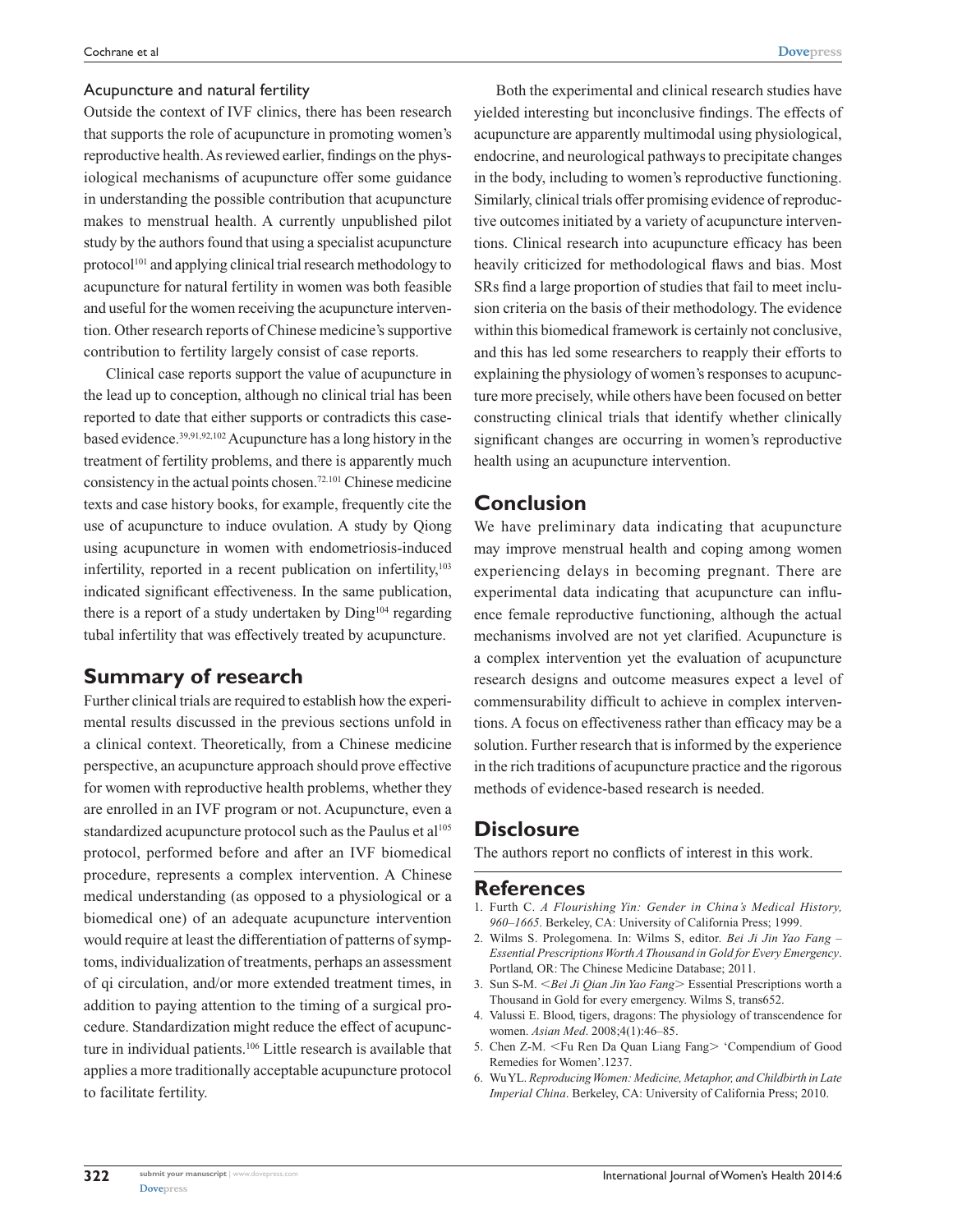### Acupuncture and natural fertility

Outside the context of IVF clinics, there has been research that supports the role of acupuncture in promoting women's reproductive health. As reviewed earlier, findings on the physiological mechanisms of acupuncture offer some guidance in understanding the possible contribution that acupuncture makes to menstrual health. A currently unpublished pilot study by the authors found that using a specialist acupuncture protocol[101] and applying clinical trial research methodology to acupuncture for natural fertility in women was both feasible and useful for the women receiving the acupuncture intervention. Other research reports of Chinese medicine's supportive contribution to fertility largely consist of case reports.

Clinical case reports support the value of acupuncture in the lead up to conception, although no clinical trial has been reported to date that either supports or contradicts this case-based evidence.[39,91,92,102] Acupuncture has a long history in the treatment of fertility problems, and there is apparently much consistency in the actual points chosen.[72,101] Chinese medicine texts and case history books, for example, frequently cite the use of acupuncture to induce ovulation. A study by Qiong using acupuncture in women with endometriosis-induced infertility, reported in a recent publication on infertility,[103] indicated significant effectiveness. In the same publication, there is a report of a study undertaken by Ding[104] regarding tubal infertility that was effectively treated by acupuncture.

## Summary of research

Further clinical trials are required to establish how the experimental results discussed in the previous sections unfold in a clinical context. Theoretically, from a Chinese medicine perspective, an acupuncture approach should prove effective for women with reproductive health problems, whether they are enrolled in an IVF program or not. Acupuncture, even a standardized acupuncture protocol such as the Paulus et al[105] protocol, performed before and after an IVF biomedical procedure, represents a complex intervention. A Chinese medical understanding (as opposed to a physiological or a biomedical one) of an adequate acupuncture intervention would require at least the differentiation of patterns of symptoms, individualization of treatments, perhaps an assessment of qi circulation, and/or more extended treatment times, in addition to paying attention to the timing of a surgical procedure. Standardization might reduce the effect of acupuncture in individual patients.[106] Little research is available that applies a more traditionally acceptable acupuncture protocol to facilitate fertility.

Both the experimental and clinical research studies have yielded interesting but inconclusive findings. The effects of acupuncture are apparently multimodal using physiological, endocrine, and neurological pathways to precipitate changes in the body, including to women's reproductive functioning. Similarly, clinical trials offer promising evidence of reproductive outcomes initiated by a variety of acupuncture interventions. Clinical research into acupuncture efficacy has been heavily criticized for methodological flaws and bias. Most SRs find a large proportion of studies that fail to meet inclusion criteria on the basis of their methodology. The evidence within this biomedical framework is certainly not conclusive, and this has led some researchers to reapply their efforts to explaining the physiology of women's responses to acupuncture more precisely, while others have been focused on better constructing clinical trials that identify whether clinically significant changes are occurring in women's reproductive health using an acupuncture intervention.

## Conclusion

We have preliminary data indicating that acupuncture may improve menstrual health and coping among women experiencing delays in becoming pregnant. There are experimental data indicating that acupuncture can influence female reproductive functioning, although the actual mechanisms involved are not yet clarified. Acupuncture is a complex intervention yet the evaluation of acupuncture research designs and outcome measures expect a level of commensurability difficult to achieve in complex interventions. A focus on effectiveness rather than efficacy may be a solution. Further research that is informed by the experience in the rich traditions of acupuncture practice and the rigorous methods of evidence-based research is needed.

## Disclosure

The authors report no conflicts of interest in this work.

## References

1. Furth C. *A Flourishing Yin: Gender in China's Medical History, 960–1665*. Berkeley, CA: University of California Press; 1999.
2. Wilms S. Prolegomena. In: Wilms S, editor. *Bei Ji Jin Yao Fang – Essential Prescriptions Worth A Thousand in Gold for Every Emergency*. Portland, OR: The Chinese Medicine Database; 2011.
3. Sun S-M. <*Bei Ji Qian Jin Yao Fang*> Essential Prescriptions worth a Thousand in Gold for every emergency. Wilms S, trans652.
4. Valussi E. Blood, tigers, dragons: The physiology of transcendence for women. *Asian Med*. 2008;4(1):46–85.
5. Chen Z-M. <Fu Ren Da Quan Liang Fang> 'Compendium of Good Remedies for Women'.1237.
6. Wu YL. *Reproducing Women: Medicine, Metaphor, and Childbirth in Late Imperial China*. Berkeley, CA: University of California Press; 2010.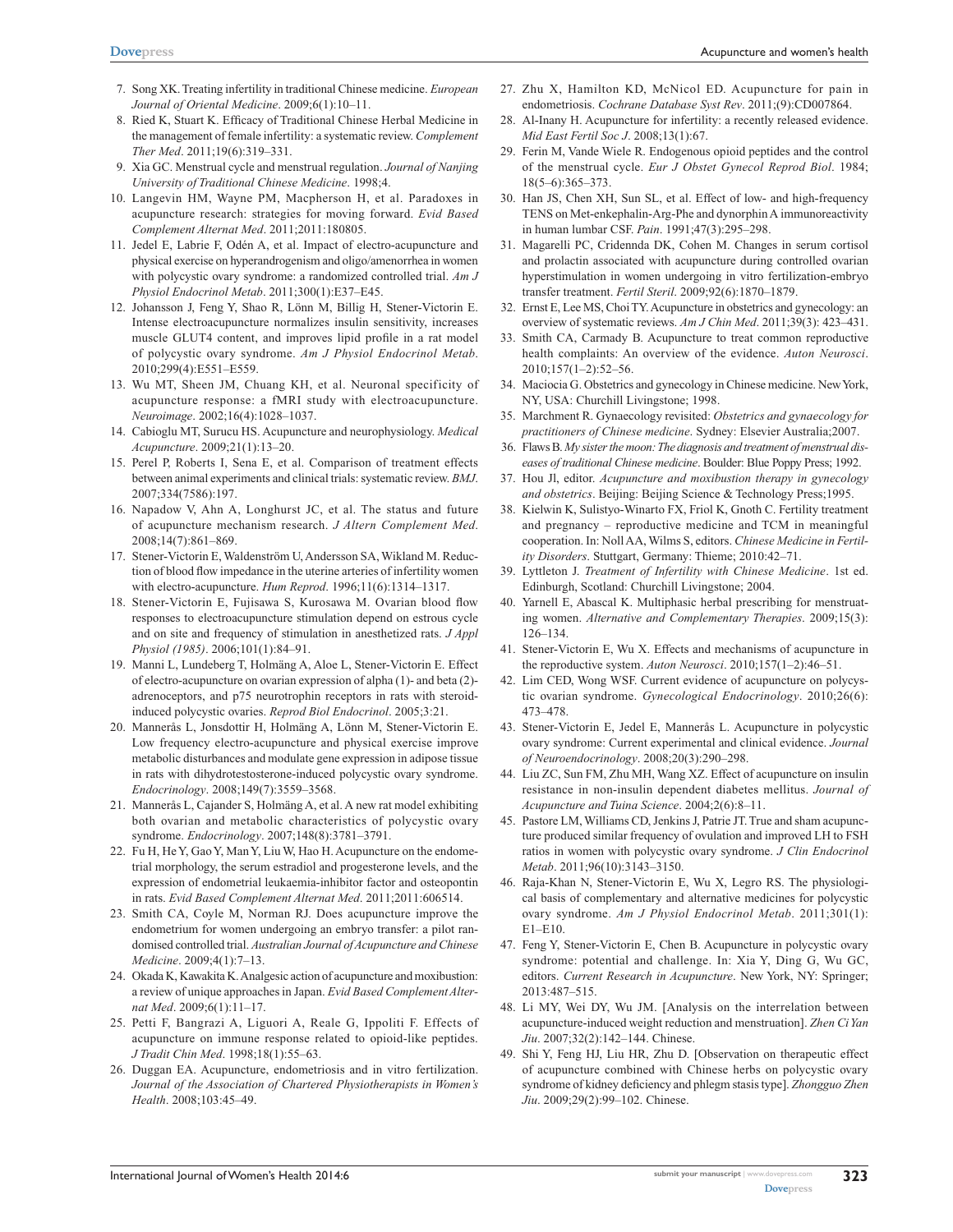7. Song XK. Treating infertility in traditional Chinese medicine. *European Journal of Oriental Medicine*. 2009;6(1):10–11.
8. Ried K, Stuart K. Efficacy of Traditional Chinese Herbal Medicine in the management of female infertility: a systematic review. *Complement Ther Med*. 2011;19(6):319–331.
9. Xia GC. Menstrual cycle and menstrual regulation. *Journal of Nanjing University of Traditional Chinese Medicine*. 1998;4.
10. Langevin HM, Wayne PM, Macpherson H, et al. Paradoxes in acupuncture research: strategies for moving forward. *Evid Based Complement Alternat Med*. 2011;2011:180805.
11. Jedel E, Labrie F, Odén A, et al. Impact of electro-acupuncture and physical exercise on hyperandrogenism and oligo/amenorrhea in women with polycystic ovary syndrome: a randomized controlled trial. *Am J Physiol Endocrinol Metab*. 2011;300(1):E37–E45.
12. Johansson J, Feng Y, Shao R, Lönn M, Billig H, Stener-Victorin E. Intense electroacupuncture normalizes insulin sensitivity, increases muscle GLUT4 content, and improves lipid profile in a rat model of polycystic ovary syndrome. *Am J Physiol Endocrinol Metab*. 2010;299(4):E551–E559.
13. Wu MT, Sheen JM, Chuang KH, et al. Neuronal specificity of acupuncture response: a fMRI study with electroacupuncture. *Neuroimage*. 2002;16(4):1028–1037.
14. Cabioglu MT, Surucu HS. Acupuncture and neurophysiology. *Medical Acupuncture*. 2009;21(1):13–20.
15. Perel P, Roberts I, Sena E, et al. Comparison of treatment effects between animal experiments and clinical trials: systematic review. *BMJ*. 2007;334(7586):197.
16. Napadow V, Ahn A, Longhurst JC, et al. The status and future of acupuncture mechanism research. *J Altern Complement Med*. 2008;14(7):861–869.
17. Stener-Victorin E, Waldenström U, Andersson SA, Wikland M. Reduction of blood flow impedance in the uterine arteries of infertility women with electro-acupuncture. *Hum Reprod*. 1996;11(6):1314–1317.
18. Stener-Victorin E, Fujisawa S, Kurosawa M. Ovarian blood flow responses to electroacupuncture stimulation depend on estrous cycle and on site and frequency of stimulation in anesthetized rats. *J Appl Physiol (1985)*. 2006;101(1):84–91.
19. Manni L, Lundeberg T, Holmäng A, Aloe L, Stener-Victorin E. Effect of electro-acupuncture on ovarian expression of alpha (1)- and beta (2)-adrenoceptors, and p75 neurotrophin receptors in rats with steroid-induced polycystic ovaries. *Reprod Biol Endocrinol*. 2005;3:21.
20. Manneras L, Jonsdottir H, Holmäng A, Lönn M, Stener-Victorin E. Low frequency electro-acupuncture and physical exercise improve metabolic disturbances and modulate gene expression in adipose tissue in rats with dihydrotestosterone-induced polycystic ovary syndrome. *Endocrinology*. 2008;149(7):3559–3568.
21. Mannerås L, Cajander S, Holmäng A, et al. A new rat model exhibiting both ovarian and metabolic characteristics of polycystic ovary syndrome. *Endocrinology*. 2007;148(8):3781–3791.
22. Fu H, He Y, Gao Y, Man Y, Liu W, Hao H. Acupuncture on the endometrial morphology, the serum estradiol and progesterone levels, and the expression of endometrial leukaemia-inhibitor factor and osteopontin in rats. *Evid Based Complement Alternat Med*. 2011;2011:606514.
23. Smith CA, Coyle M, Norman RJ. Does acupuncture improve the endometrium for women undergoing an embryo transfer: a pilot randomised controlled trial. *Australian Journal of Acupuncture and Chinese Medicine*. 2009;4(1):7–13.
24. Okada K, Kawakita K. Analgesic action of acupuncture and moxibustion: a review of unique approaches in Japan. *Evid Based Complement Alternat Med*. 2009;6(1):11–17.
25. Petti F, Bangrazi A, Liguori A, Reale G, Ippoliti F. Effects of acupuncture on immune response related to opioid-like peptides. *J Tradit Chin Med*. 1998;18(1):55–63.
26. Duggan EA. Acupuncture, endometriosis and in vitro fertilization. *Journal of the Association of Chartered Physiotherapists in Women's Health*. 2008;103:45–49.
27. Zhu X, Hamilton KD, McNicol ED. Acupuncture for pain in endometriosis. *Cochrane Database Syst Rev*. 2011;(9):CD007864.
28. Al-Inany H. Acupuncture for infertility: a recently released evidence. *Mid East Fertil Soc J*. 2008;13(1):67.
29. Ferin M, Vande Wiele R. Endogenous opioid peptides and the control of the menstrual cycle. *Eur J Obstet Gynecol Reprod Biol*. 1984; 18(5–6):365–373.
30. Han JS, Chen XH, Sun SL, et al. Effect of low- and high-frequency TENS on Met-enkephalin-Arg-Phe and dynorphin A immunoreactivity in human lumbar CSF. *Pain*. 1991;47(3):295–298.
31. Magarelli PC, Cridennda DK, Cohen M. Changes in serum cortisol and prolactin associated with acupuncture during controlled ovarian hyperstimulation in women undergoing in vitro fertilization-embryo transfer treatment. *Fertil Steril*. 2009;92(6):1870–1879.
32. Ernst E, Lee MS, Choi TY. Acupuncture in obstetrics and gynecology: an overview of systematic reviews. *Am J Chin Med*. 2011;39(3): 423–431.
33. Smith CA, Carmady B. Acupuncture to treat common reproductive health complaints: An overview of the evidence. *Auton Neurosci*. 2010;157(1–2):52–56.
34. Maciocia G. Obstetrics and gynecology in Chinese medicine. New York, NY, USA: Churchill Livingstone; 1998.
35. Marchment R. Gynaecology revisited: *Obstetrics and gynaecology for practitioners of Chinese medicine*. Sydney: Elsevier Australia;2007.
36. Flaws B. *My sister the moon: The diagnosis and treatment of menstrual diseases of traditional Chinese medicine*. Boulder: Blue Poppy Press; 1992.
37. Hou Jl, editor. *Acupuncture and moxibustion therapy in gynecology and obstetrics*. Beijing: Beijing Science & Technology Press;1995.
38. Kielwin K, Sulistyo-Winarto FX, Friol K, Gnoth C. Fertility treatment and pregnancy – reproductive medicine and TCM in meaningful cooperation. In: Noll AA, Wilms S, editors. *Chinese Medicine in Fertility Disorders*. Stuttgart, Germany: Thieme; 2010:42–71.
39. Lyttleton J. *Treatment of Infertility with Chinese Medicine*. 1st ed. Edinburgh, Scotland: Churchill Livingstone; 2004.
40. Yarnell E, Abascal K. Multiphasic herbal prescribing for menstruating women. *Alternative and Complementary Therapies*. 2009;15(3): 126–134.
41. Stener-Victorin E, Wu X. Effects and mechanisms of acupuncture in the reproductive system. *Auton Neurosci*. 2010;157(1–2):46–51.
42. Lim CED, Wong WSF. Current evidence of acupuncture on polycystic ovarian syndrome. *Gynecological Endocrinology*. 2010;26(6): 473–478.
43. Stener-Victorin E, Jedel E, Mannerås L. Acupuncture in polycystic ovary syndrome: Current experimental and clinical evidence. *Journal of Neuroendocrinology*. 2008;20(3):290–298.
44. Liu ZC, Sun FM, Zhu MH, Wang XZ. Effect of acupuncture on insulin resistance in non-insulin dependent diabetes mellitus. *Journal of Acupuncture and Tuina Science*. 2004;2(6):8–11.
45. Pastore LM, Williams CD, Jenkins J, Patrie JT. True and sham acupuncture produced similar frequency of ovulation and improved LH to FSH ratios in women with polycystic ovary syndrome. *J Clin Endocrinol Metab*. 2011;96(10):3143–3150.
46. Raja-Khan N, Stener-Victorin E, Wu X, Legro RS. The physiological basis of complementary and alternative medicines for polycystic ovary syndrome. *Am J Physiol Endocrinol Metab*. 2011;301(1): E1–E10.
47. Feng Y, Stener-Victorin E, Chen B. Acupuncture in polycystic ovary syndrome: potential and challenge. In: Xia Y, Ding G, Wu GC, editors. *Current Research in Acupuncture*. New York, NY: Springer; 2013:487–515.
48. Li MY, Wei DY, Wu JM. [Analysis on the interrelation between acupuncture-induced weight reduction and menstruation]. *Zhen Ci Yan Jiu*. 2007;32(2):142–144. Chinese.
49. Shi Y, Feng HJ, Liu HR, Zhu D. [Observation on therapeutic effect of acupuncture combined with Chinese herbs on polycystic ovary syndrome of kidney deficiency and phlegm stasis type]. *Zhongguo Zhen Jiu*. 2009;29(2):99–102. Chinese.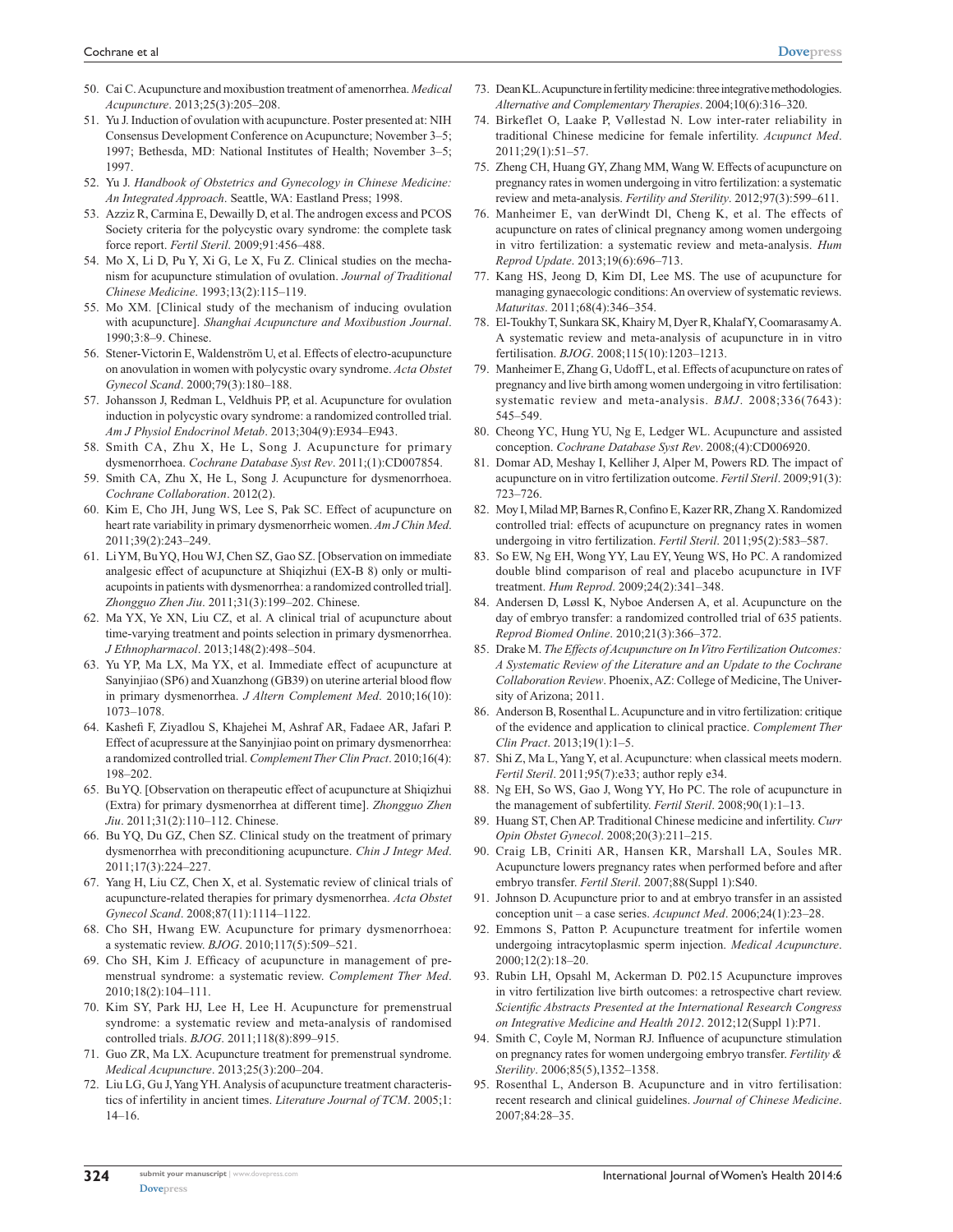50. Cai C. Acupuncture and moxibustion treatment of amenorrhea. *Medical Acupuncture*. 2013;25(3):205–208.
51. Yu J. Induction of ovulation with acupuncture. Poster presented at: NIH Consensus Development Conference on Acupuncture; November 3–5; 1997; Bethesda, MD: National Institutes of Health; November 3–5; 1997.
52. Yu J. *Handbook of Obstetrics and Gynecology in Chinese Medicine: An Integrated Approach*. Seattle, WA: Eastland Press; 1998.
53. Azziz R, Carmina E, Dewailly D, et al. The androgen excess and PCOS Society criteria for the polycystic ovary syndrome: the complete task force report. *Fertil Steril*. 2009;91:456–488.
54. Mo X, Li D, Pu Y, Xi G, Le X, Fu Z. Clinical studies on the mechanism for acupuncture stimulation of ovulation. *Journal of Traditional Chinese Medicine*. 1993;13(2):115–119.
55. Mo XM. [Clinical study of the mechanism of inducing ovulation with acupuncture]. *Shanghai Acupuncture and Moxibustion Journal*. 1990;3:8–9. Chinese.
56. Stener-Victorin E, Waldenström U, et al. Effects of electro-acupuncture on anovulation in women with polycystic ovary syndrome. *Acta Obstet Gynecol Scand*. 2000;79(3):180–188.
57. Johansson J, Redman L, Veldhuis PP, et al. Acupuncture for ovulation induction in polycystic ovary syndrome: a randomized controlled trial. *Am J Physiol Endocrinol Metab*. 2013;304(9):E934–E943.
58. Smith CA, Zhu X, He L, Song J. Acupuncture for primary dysmenorrhoea. *Cochrane Database Syst Rev*. 2011;(1):CD007854.
59. Smith CA, Zhu X, He L, Song J. Acupuncture for dysmenorrhoea. *Cochrane Collaboration*. 2012(2).
60. Kim E, Cho JH, Jung WS, Lee S, Pak SC. Effect of acupuncture on heart rate variability in primary dysmenorrheic women. *Am J Chin Med*. 2011;39(2):243–249.
61. Li YM, Bu YQ, Hou WJ, Chen SZ, Gao SZ. [Observation on immediate analgesic effect of acupuncture at Shiqizhui (EX-B 8) only or multi-acupoints in patients with dysmenorrhea: a randomized controlled trial]. *Zhongguo Zhen Jiu*. 2011;31(3):199–202. Chinese.
62. Ma YX, Ye XN, Liu CZ, et al. A clinical trial of acupuncture about time-varying treatment and points selection in primary dysmenorrhea. *J Ethnopharmacol*. 2013;148(2):498–504.
63. Yu YP, Ma LX, Ma YX, et al. Immediate effect of acupuncture at Sanyinjiao (SP6) and Xuanzhong (GB39) on uterine arterial blood flow in primary dysmenorrhea. *J Altern Complement Med*. 2010;16(10):1073–1078.
64. Kashefi F, Ziyadlou S, Khajehei M, Ashraf AR, Fadaee AR, Jafari P. Effect of acupressure at the Sanyinjiao point on primary dysmenorrhea: a randomized controlled trial. *Complement Ther Clin Pract*. 2010;16(4):198–202.
65. Bu YQ. [Observation on therapeutic effect of acupuncture at Shiqizhui (Extra) for primary dysmenorrhea at different time]. *Zhongguo Zhen Jiu*. 2011;31(2):110–112. Chinese.
66. Bu YQ, Du GZ, Chen SZ. Clinical study on the treatment of primary dysmenorrhea with preconditioning acupuncture. *Chin J Integr Med*. 2011;17(3):224–227.
67. Yang H, Liu CZ, Chen X, et al. Systematic review of clinical trials of acupuncture-related therapies for primary dysmenorrhea. *Acta Obstet Gynecol Scand*. 2008;87(11):1114–1122.
68. Cho SH, Hwang EW. Acupuncture for primary dysmenorrhoea: a systematic review. *BJOG*. 2010;117(5):509–521.
69. Cho SH, Kim J. Efficacy of acupuncture in management of premenstrual syndrome: a systematic review. *Complement Ther Med*. 2010;18(2):104–111.
70. Kim SY, Park HJ, Lee H, Lee H. Acupuncture for premenstrual syndrome: a systematic review and meta-analysis of randomised controlled trials. *BJOG*. 2011;118(8):899–915.
71. Guo ZR, Ma LX. Acupuncture treatment for premenstrual syndrome. *Medical Acupuncture*. 2013;25(3):200–204.
72. Liu LG, Gu J, Yang YH. Analysis of acupuncture treatment characteristics of infertility in ancient times. *Literature Journal of TCM*. 2005;1:14–16.
73. Dean KL. Acupuncture in fertility medicine: three integrative methodologies. *Alternative and Complementary Therapies*. 2004;10(6):316–320.
74. Birkeflet O, Laake P, Vøllestad N. Low inter-rater reliability in traditional Chinese medicine for female infertility. *Acupunct Med*. 2011;29(1):51–57.
75. Zheng CH, Huang GY, Zhang MM, Wang W. Effects of acupuncture on pregnancy rates in women undergoing in vitro fertilization: a systematic review and meta-analysis. *Fertility and Sterility*. 2012;97(3):599–611.
76. Manheimer E, van derWindt Dl, Cheng K, et al. The effects of acupuncture on rates of clinical pregnancy among women undergoing in vitro fertilization: a systematic review and meta-analysis. *Hum Reprod Update*. 2013;19(6):696–713.
77. Kang HS, Jeong D, Kim DI, Lee MS. The use of acupuncture for managing gynaecologic conditions: An overview of systematic reviews. *Maturitas*. 2011;68(4):346–354.
78. El-Toukhy T, Sunkara SK, Khairy M, Dyer R, Khalaf Y, Coomarasamy A. A systematic review and meta-analysis of acupuncture in in vitro fertilisation. *BJOG*. 2008;115(10):1203–1213.
79. Manheimer E, Zhang G, Udoff L, et al. Effects of acupuncture on rates of pregnancy and live birth among women undergoing in vitro fertilisation: systematic review and meta-analysis. *BMJ*. 2008;336(7643):545–549.
80. Cheong YC, Hung YU, Ng E, Ledger WL. Acupuncture and assisted conception. *Cochrane Database Syst Rev*. 2008;(4):CD006920.
81. Domar AD, Meshay I, Kelliher J, Alper M, Powers RD. The impact of acupuncture on in vitro fertilization outcome. *Fertil Steril*. 2009;91(3):723–726.
82. Moy I, Milad MP, Barnes R, Confino E, Kazer RR, Zhang X. Randomized controlled trial: effects of acupuncture on pregnancy rates in women undergoing in vitro fertilization. *Fertil Steril*. 2011;95(2):583–587.
83. So EW, Ng EH, Wong YY, Lau EY, Yeung WS, Ho PC. A randomized double blind comparison of real and placebo acupuncture in IVF treatment. *Hum Reprod*. 2009;24(2):341–348.
84. Andersen D, Løssl K, Nyboe Andersen A, et al. Acupuncture on the day of embryo transfer: a randomized controlled trial of 635 patients. *Reprod Biomed Online*. 2010;21(3):366–372.
85. Drake M. *The Effects of Acupuncture on In Vitro Fertilization Outcomes: A Systematic Review of the Literature and an Update to the Cochrane Collaboration Review*. Phoenix, AZ: College of Medicine, The University of Arizona; 2011.
86. Anderson B, Rosenthal L. Acupuncture and in vitro fertilization: critique of the evidence and application to clinical practice. *Complement Ther Clin Pract*. 2013;19(1):1–5.
87. Shi Z, Ma L, Yang Y, et al. Acupuncture: when classical meets modern. *Fertil Steril*. 2011;95(7):e33; author reply e34.
88. Ng EH, So WS, Gao J, Wong YY, Ho PC. The role of acupuncture in the management of subfertility. *Fertil Steril*. 2008;90(1):1–13.
89. Huang ST, Chen AP. Traditional Chinese medicine and infertility. *Curr Opin Obstet Gynecol*. 2008;20(3):211–215.
90. Craig LB, Criniti AR, Hansen KR, Marshall LA, Soules MR. Acupuncture lowers pregnancy rates when performed before and after embryo transfer. *Fertil Steril*. 2007;88(Suppl 1):S40.
91. Johnson D. Acupuncture prior to and at embryo transfer in an assisted conception unit – a case series. *Acupunct Med*. 2006;24(1):23–28.
92. Emmons S, Patton P. Acupuncture treatment for infertile women undergoing intracytoplasmic sperm injection. *Medical Acupuncture*. 2000;12(2):18–20.
93. Rubin LH, Opsahl M, Ackerman D. P02.15 Acupuncture improves in vitro fertilization live birth outcomes: a retrospective chart review. *Scientific Abstracts Presented at the International Research Congress on Integrative Medicine and Health 2012*. 2012;12(Suppl 1):P71.
94. Smith C, Coyle M, Norman RJ. Influence of acupuncture stimulation on pregnancy rates for women undergoing embryo transfer. *Fertility & Sterility*. 2006;85(5),1352–1358.
95. Rosenthal L, Anderson B. Acupuncture and in vitro fertilisation: recent research and clinical guidelines. *Journal of Chinese Medicine*. 2007;84:28–35.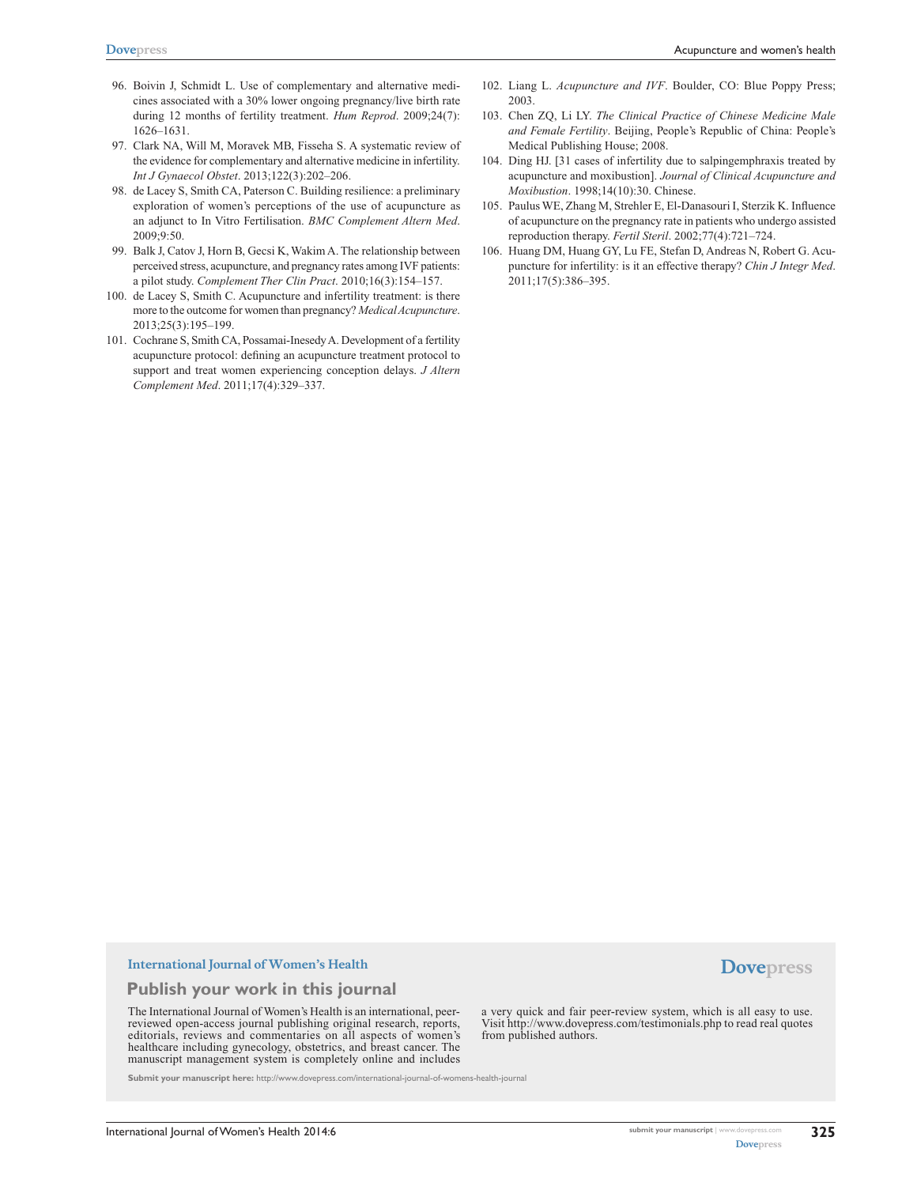96. Boivin J, Schmidt L. Use of complementary and alternative medicines associated with a 30% lower ongoing pregnancy/live birth rate during 12 months of fertility treatment. *Hum Reprod*. 2009;24(7):1626–1631.
97. Clark NA, Will M, Moravek MB, Fisseha S. A systematic review of the evidence for complementary and alternative medicine in infertility. *Int J Gynaecol Obstet*. 2013;122(3):202–206.
98. de Lacey S, Smith CA, Paterson C. Building resilience: a preliminary exploration of women's perceptions of the use of acupuncture as an adjunct to In Vitro Fertilisation. *BMC Complement Altern Med*. 2009;9:50.
99. Balk J, Catov J, Horn B, Gecsi K, Wakim A. The relationship between perceived stress, acupuncture, and pregnancy rates among IVF patients: a pilot study. *Complement Ther Clin Pract*. 2010;16(3):154–157.
100. de Lacey S, Smith C. Acupuncture and infertility treatment: is there more to the outcome for women than pregnancy? *Medical Acupuncture*. 2013;25(3):195–199.
101. Cochrane S, Smith CA, Possamai-Inesedy A. Development of a fertility acupuncture protocol: defining an acupuncture treatment protocol to support and treat women experiencing conception delays. *J Altern Complement Med*. 2011;17(4):329–337.
102. Liang L. *Acupuncture and IVF*. Boulder, CO: Blue Poppy Press; 2003.
103. Chen ZQ, Li LY. *The Clinical Practice of Chinese Medicine Male and Female Fertility*. Beijing, People's Republic of China: People's Medical Publishing House; 2008.
104. Ding HJ. [31 cases of infertility due to salpingemphraxis treated by acupuncture and moxibustion]. *Journal of Clinical Acupuncture and Moxibustion*. 1998;14(10):30. Chinese.
105. Paulus WE, Zhang M, Strehler E, El-Danasouri I, Sterzik K. Influence of acupuncture on the pregnancy rate in patients who undergo assisted reproduction therapy. *Fertil Steril*. 2002;77(4):721–724.
106. Huang DM, Huang GY, Lu FE, Stefan D, Andreas N, Robert G. Acupuncture for infertility: is it an effective therapy? *Chin J Integr Med*. 2011;17(5):386–395.

**International Journal of Women's Health**

## Publish your work in this journal

The International Journal of Women's Health is an international, peer-reviewed open-access journal publishing original research, reports, editorials, reviews and commentaries on all aspects of women's healthcare including gynecology, obstetrics, and breast cancer. The manuscript management system is completely online and includes a very quick and fair peer-review system, which is all easy to use. Visit http://www.dovepress.com/testimonials.php to read real quotes from published authors.

**Submit your manuscript here:** http://www.dovepress.com/international-journal-of-womens-health-journal